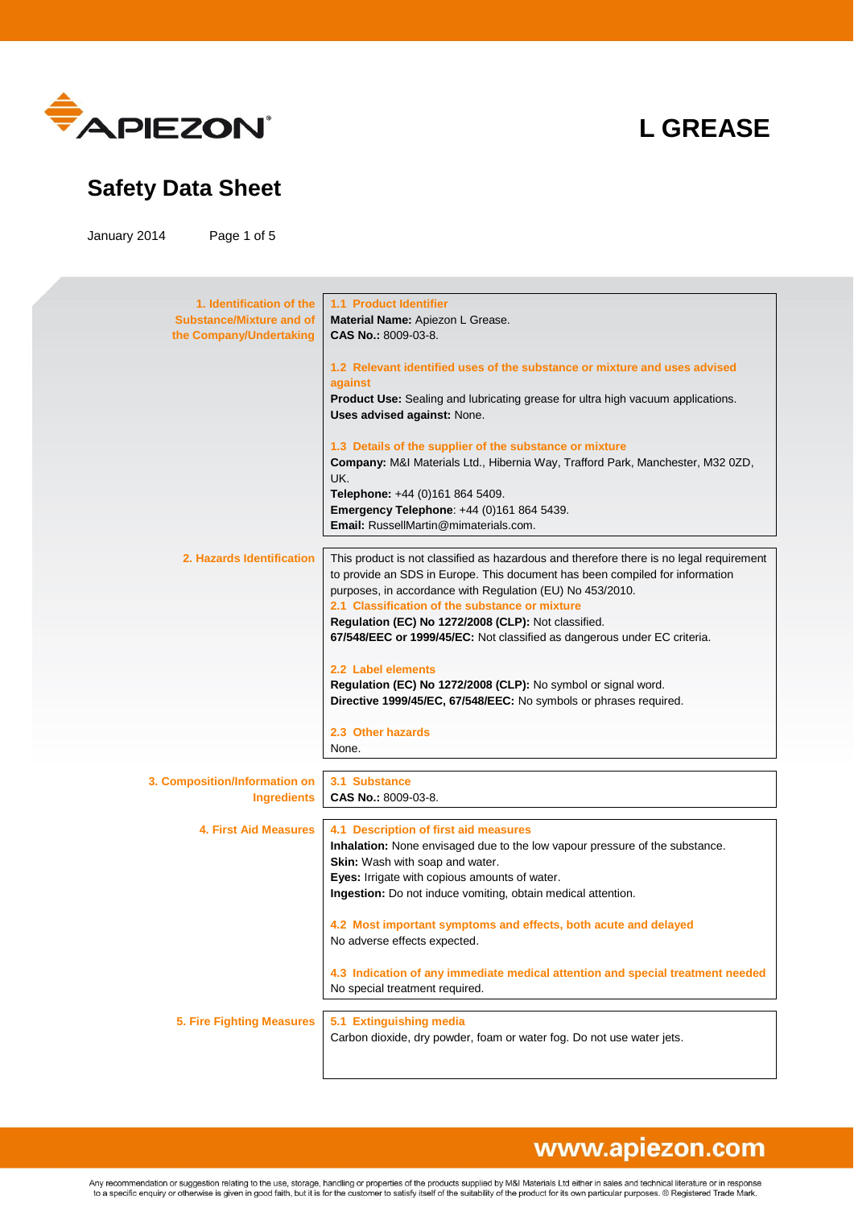# L GREASE

## Safety Data Sheet

January 2014

### 1. Identification of the Substance/Mixture and of the Company/Undertaking

**1.1 Product Identifier**

**Material Name:** Apiezon L Grease.
**CAS No.:** 8009-03-8.

**1.2 Relevant identified uses of the substance or mixture and uses advised against**

**Product Use:** Sealing and lubricating grease for ultra high vacuum applications.
**Uses advised against:** None.

**1.3 Details of the supplier of the substance or mixture**

**Company:** M&I Materials Ltd., Hibernia Way, Trafford Park, Manchester, M32 0ZD, UK.
**Telephone:** +44 (0)161 864 5409.
**Emergency Telephone**: +44 (0)161 864 5439.
**Email:** RussellMartin@mimaterials.com.

### 2. Hazards Identification

This product is not classified as hazardous and therefore there is no legal requirement to provide an SDS in Europe. This document has been compiled for information purposes, in accordance with Regulation (EU) No 453/2010.

**2.1 Classification of the substance or mixture**

**Regulation (EC) No 1272/2008 (CLP):** Not classified.
**67/548/EEC or 1999/45/EC:** Not classified as dangerous under EC criteria.

**2.2 Label elements**

**Regulation (EC) No 1272/2008 (CLP):** No symbol or signal word.
**Directive 1999/45/EC, 67/548/EEC:** No symbols or phrases required.

**2.3 Other hazards**

None.

### 3. Composition/Information on Ingredients

**3.1 Substance**

**CAS No.:** 8009-03-8.

### 4. First Aid Measures

**4.1 Description of first aid measures**

**Inhalation:** None envisaged due to the low vapour pressure of the substance.
**Skin:** Wash with soap and water.
**Eyes:** Irrigate with copious amounts of water.
**Ingestion:** Do not induce vomiting, obtain medical attention.

**4.2 Most important symptoms and effects, both acute and delayed**

No adverse effects expected.

**4.3 Indication of any immediate medical attention and special treatment needed**

No special treatment required.

### 5. Fire Fighting Measures

**5.1 Extinguishing media**

Carbon dioxide, dry powder, foam or water fog. Do not use water jets.

Any recommendation or suggestion relating to the use, storage, handling or properties of the products supplied by M&I Materials Ltd either in sales and technical literature or in response to a specific enquiry or otherwise is given in good faith, but it is for the customer to satisfy itself of the suitability of the product for its own particular purposes. ® Registered Trade Mark.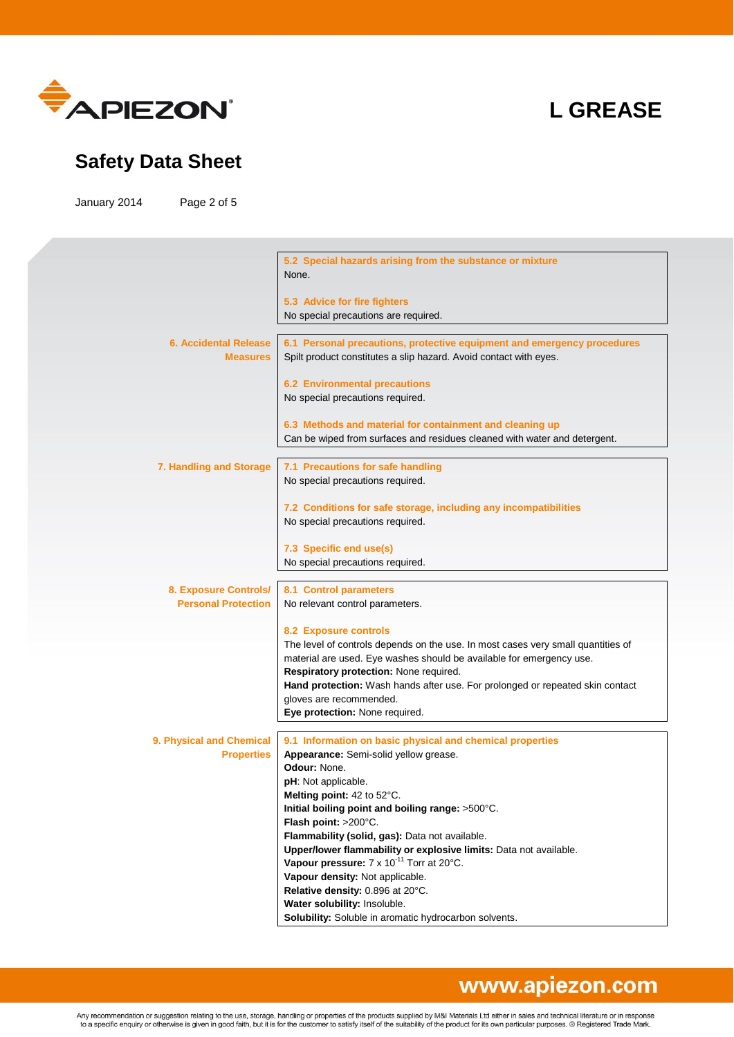#### 5.2 Special hazards arising from the substance or mixture

None.

#### 5.3 Advice for fire fighters

No special precautions are required.

## 6. Accidental Release Measures

#### 6.1 Personal precautions, protective equipment and emergency procedures

Spilt product constitutes a slip hazard. Avoid contact with eyes.

#### 6.2 Environmental precautions

No special precautions required.

#### 6.3 Methods and material for containment and cleaning up

Can be wiped from surfaces and residues cleaned with water and detergent.

## 7. Handling and Storage

#### 7.1 Precautions for safe handling

No special precautions required.

#### 7.2 Conditions for safe storage, including any incompatibilities

No special precautions required.

#### 7.3 Specific end use(s)

No special precautions required.

## 8. Exposure Controls/ Personal Protection

#### 8.1 Control parameters

No relevant control parameters.

#### 8.2 Exposure controls

The level of controls depends on the use. In most cases very small quantities of material are used. Eye washes should be available for emergency use.

**Respiratory protection:** None required.

**Hand protection:** Wash hands after use. For prolonged or repeated skin contact gloves are recommended.

**Eye protection:** None required.

## 9. Physical and Chemical Properties

#### 9.1 Information on basic physical and chemical properties

**Appearance:** Semi-solid yellow grease.

**Odour:** None.

**pH**: Not applicable.

**Melting point:** 42 to 52°C.

**Initial boiling point and boiling range:** >500°C.

**Flash point:** >200°C.

**Flammability (solid, gas):** Data not available.

**Upper/lower flammability or explosive limits:** Data not available.

**Vapour pressure:** $7 \times 10^{-11}$ Torr at 20°C.

**Vapour density:** Not applicable.

**Relative density:** 0.896 at 20°C.

**Water solubility:** Insoluble.

**Solubility:** Soluble in aromatic hydrocarbon solvents.

Any recommendation or suggestion relating to the use, storage, handling or properties of the products supplied by M&I Materials Ltd either in sales and technical literature or in response to a specific enquiry or otherwise is given in good faith, but it is for the customer to satisfy itself of the suitability of the product for its own particular purposes. ® Registered Trade Mark.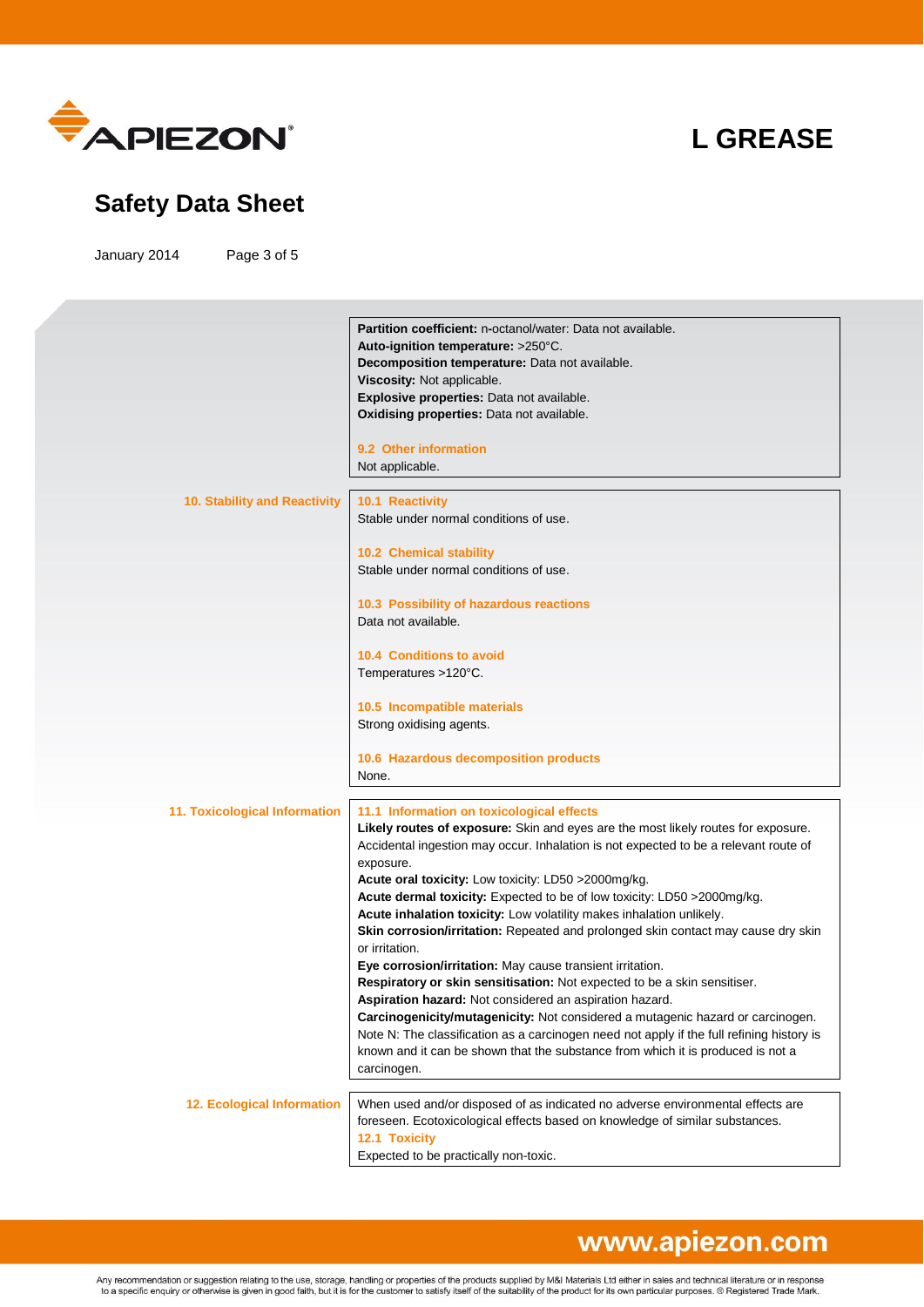**Partition coefficient:** n-octanol/water: Data not available.
**Auto-ignition temperature:** >250°C.
**Decomposition temperature:** Data not available.
**Viscosity:** Not applicable.
**Explosive properties:** Data not available.
**Oxidising properties:** Data not available.

### 9.2 Other information

Not applicable.

## 10. Stability and Reactivity

### 10.1 Reactivity

Stable under normal conditions of use.

### 10.2 Chemical stability

Stable under normal conditions of use.

### 10.3 Possibility of hazardous reactions

Data not available.

### 10.4 Conditions to avoid

Temperatures >120°C.

### 10.5 Incompatible materials

Strong oxidising agents.

### 10.6 Hazardous decomposition products

None.

## 11. Toxicological Information

### 11.1 Information on toxicological effects

**Likely routes of exposure:** Skin and eyes are the most likely routes for exposure. Accidental ingestion may occur. Inhalation is not expected to be a relevant route of exposure.
**Acute oral toxicity:** Low toxicity: LD50 >2000mg/kg.
**Acute dermal toxicity:** Expected to be of low toxicity: LD50 >2000mg/kg.
**Acute inhalation toxicity:** Low volatility makes inhalation unlikely.
**Skin corrosion/irritation:** Repeated and prolonged skin contact may cause dry skin or irritation.
**Eye corrosion/irritation:** May cause transient irritation.
**Respiratory or skin sensitisation:** Not expected to be a skin sensitiser.
**Aspiration hazard:** Not considered an aspiration hazard.
**Carcinogenicity/mutagenicity:** Not considered a mutagenic hazard or carcinogen. Note N: The classification as a carcinogen need not apply if the full refining history is known and it can be shown that the substance from which it is produced is not a carcinogen.

## 12. Ecological Information

When used and/or disposed of as indicated no adverse environmental effects are foreseen. Ecotoxicological effects based on knowledge of similar substances.

### 12.1 Toxicity

Expected to be practically non-toxic.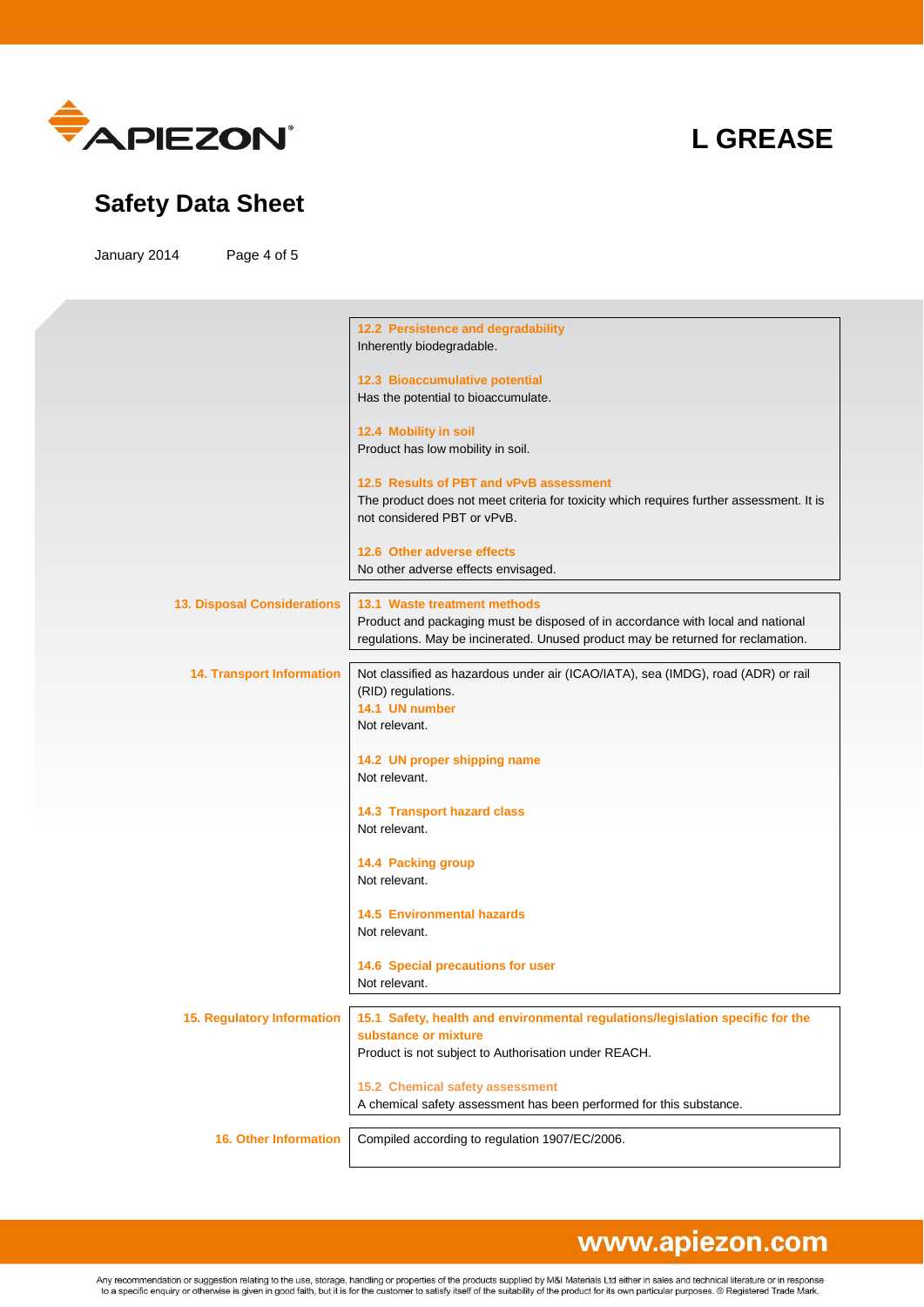### 12.2 Persistence and degradability

Inherently biodegradable.

### 12.3 Bioaccumulative potential

Has the potential to bioaccumulate.

### 12.4 Mobility in soil

Product has low mobility in soil.

### 12.5 Results of PBT and vPvB assessment

The product does not meet criteria for toxicity which requires further assessment. It is not considered PBT or vPvB.

### 12.6 Other adverse effects

No other adverse effects envisaged.

## 13. Disposal Considerations

### 13.1 Waste treatment methods

Product and packaging must be disposed of in accordance with local and national regulations. May be incinerated. Unused product may be returned for reclamation.

## 14. Transport Information

Not classified as hazardous under air (ICAO/IATA), sea (IMDG), road (ADR) or rail (RID) regulations.

### 14.1 UN number

Not relevant.

### 14.2 UN proper shipping name

Not relevant.

### 14.3 Transport hazard class

Not relevant.

### 14.4 Packing group

Not relevant.

### 14.5 Environmental hazards

Not relevant.

### 14.6 Special precautions for user

Not relevant.

## 15. Regulatory Information

### 15.1 Safety, health and environmental regulations/legislation specific for the substance or mixture

Product is not subject to Authorisation under REACH.

### 15.2 Chemical safety assessment

A chemical safety assessment has been performed for this substance.

## 16. Other Information

Compiled according to regulation 1907/EC/2006.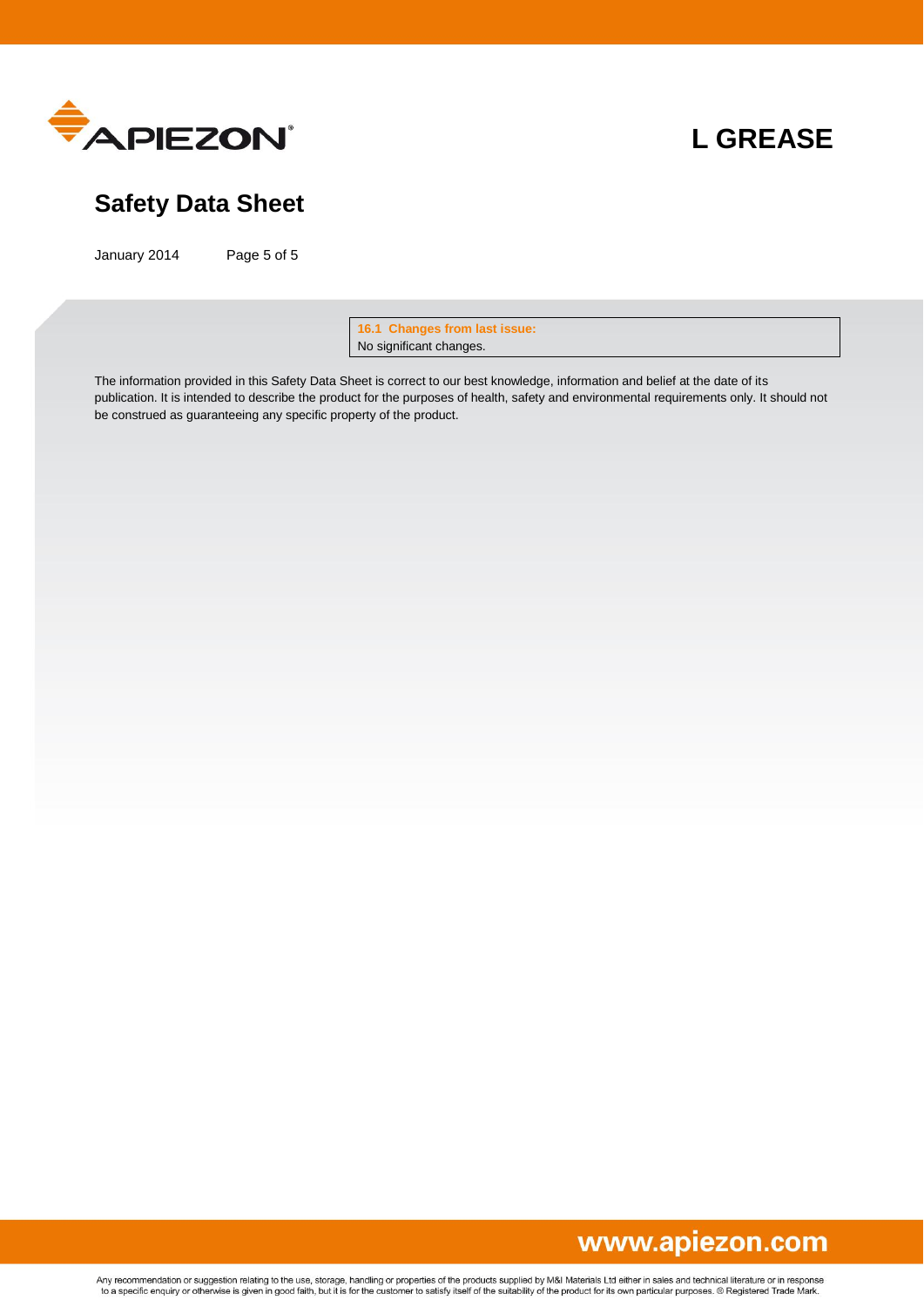**16.1 Changes from last issue:**

No significant changes.

The information provided in this Safety Data Sheet is correct to our best knowledge, information and belief at the date of its publication. It is intended to describe the product for the purposes of health, safety and environmental requirements only. It should not be construed as guaranteeing any specific property of the product.